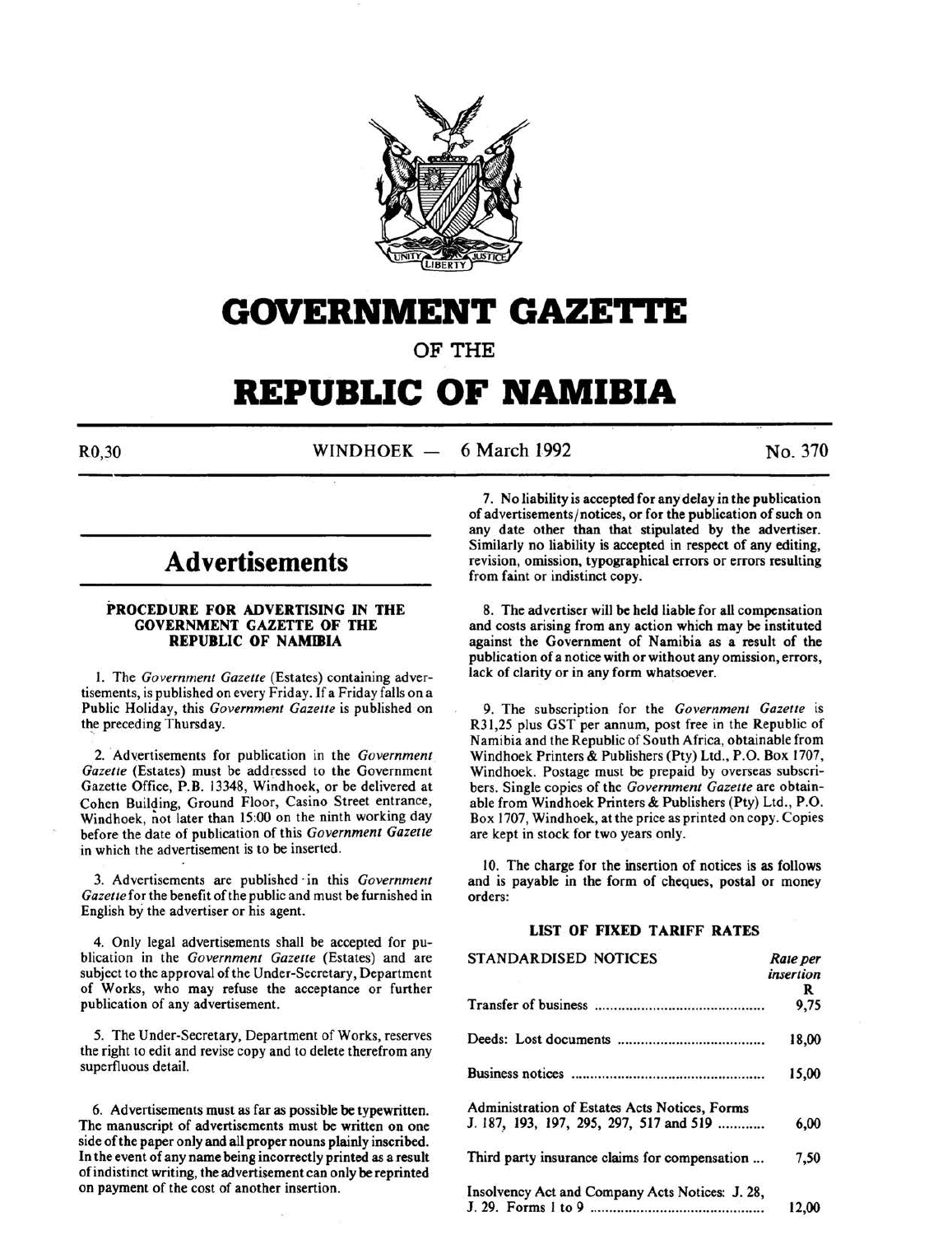# GOVERNMENT GAZETTE

## OF THE

# REPUBLIC OF NAMIBIA

R0,30 WINDHOEK — 6 March 1992 No. 370

## Advertisements

### PROCEDURE FOR ADVERTISING IN THE GOVERNMENT GAZETTE OF THE REPUBLIC OF NAMIBIA

1. The *Government Gazette* (Estates) containing advertisements, is published on every Friday. If a Friday falls on a Public Holiday, this *Government Gazette* is published on the preceding Thursday.

2. Advertisements for publication in the *Government Gazette* (Estates) must be addressed to the Government Gazette Office, P.B. 13348, Windhoek, or be delivered at Cohen Building, Ground Floor, Casino Street entrance, Windhoek, not later than 15:00 on the ninth working day before the date of publication of this *Government Gazette* in which the advertisement is to be inserted.

3. Advertisements are published in this *Government Gazette* for the benefit of the public and must be furnished in English by the advertiser or his agent.

4. Only legal advertisements shall be accepted for publication in the *Government Gazette* (Estates) and are subject to the approval of the Under-Secretary, Department of Works, who may refuse the acceptance or further publication of any advertisement.

5. The Under-Secretary, Department of Works, reserves the right to edit and revise copy and to delete therefrom any superfluous detail.

6. Advertisements must as far as possible be typewritten. The manuscript of advertisements must be written on one side of the paper only and all proper nouns plainly inscribed. In the event of any name being incorrectly printed as a result of indistinct writing, the advertisement can only be reprinted on payment of the cost of another insertion.

7. No liability is accepted for any delay in the publication of advertisements/notices, or for the publication of such on any date other than that stipulated by the advertiser. Similarly no liability is accepted in respect of any editing, revision, omission, typographical errors or errors resulting from faint or indistinct copy.

8. The advertiser will be held liable for all compensation and costs arising from any action which may be instituted against the Government of Namibia as a result of the publication of a notice with or without any omission, errors, lack of clarity or in any form whatsoever.

9. The subscription for the *Government Gazette* is R31,25 plus GST per annum, post free in the Republic of Namibia and the Republic of South Africa, obtainable from Windhoek Printers & Publishers (Pty) Ltd., P.O. Box 1707, Windhoek. Postage must be prepaid by overseas subscribers. Single copies of the *Government Gazette* are obtainable from Windhoek Printers & Publishers (Pty) Ltd., P.O. Box 1707, Windhoek, at the price as printed on copy. Copies are kept in stock for two years only.

10. The charge for the insertion of notices is as follows and is payable in the form of cheques, postal or money orders:

### LIST OF FIXED TARIFF RATES

| STANDARDISED NOTICES | *Rate per insertion* R |
|---|---|
| Transfer of business | 9,75 |
| Deeds: Lost documents | 18,00 |
| Business notices | 15,00 |
| Administration of Estates Acts Notices, Forms J. 187, 193, 197, 295, 297, 517 and 519 | 6,00 |
| Third party insurance claims for compensation | 7,50 |
| Insolvency Act and Company Acts Notices: J. 28, J. 29. Forms 1 to 9 | 12,00 |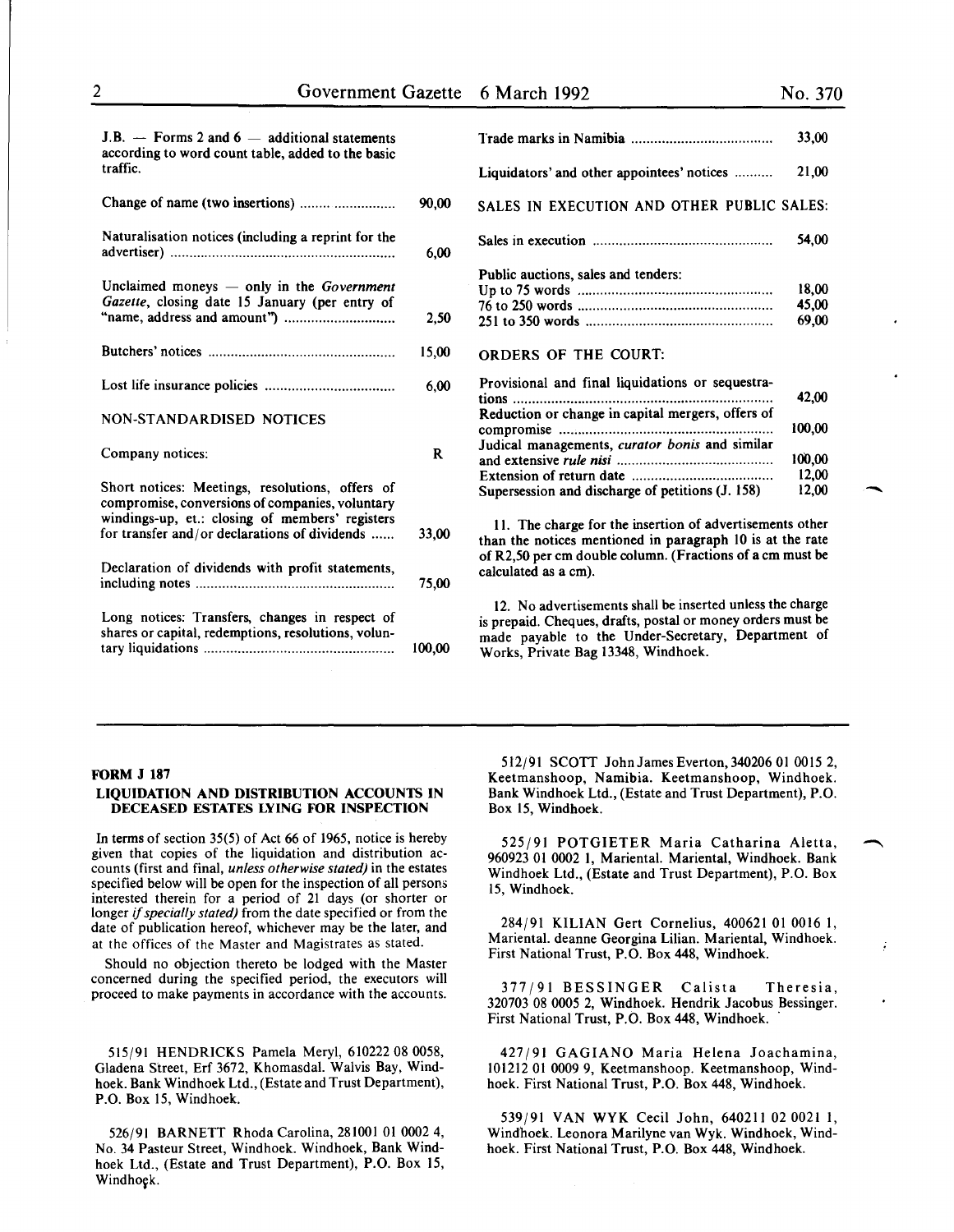J.B. — Forms 2 and 6 — additional statements according to word count table, added to the basic traffic.

| | |
|---|---|
| Change of name (two insertions) | 90,00 |
| Naturalisation notices (including a reprint for the advertiser) | 6,00 |
| Unclaimed moneys — only in the *Government Gazette*, closing date 15 January (per entry of "name, address and amount") | 2,50 |
| Butchers' notices | 15,00 |
| Lost life insurance policies | 6,00 |

NON-STANDARDISED NOTICES

| | |
|---|---|
| Company notices: | R |
| Short notices: Meetings, resolutions, offers of compromise, conversions of companies, voluntary windings-up, et.: closing of members' registers for transfer and/or declarations of dividends | 33,00 |
| Declaration of dividends with profit statements, including notes | 75,00 |
| Long notices: Transfers, changes in respect of shares or capital, redemptions, resolutions, voluntary liquidations | 100,00 |
| Trade marks in Namibia | 33,00 |
| Liquidators' and other appointees' notices | 21,00 |

SALES IN EXECUTION AND OTHER PUBLIC SALES:

| | |
|---|---|
| Sales in execution | 54,00 |
| Public auctions, sales and tenders: | |
| Up to 75 words | 18,00 |
| 76 to 250 words | 45,00 |
| 251 to 350 words | 69,00 |

ORDERS OF THE COURT:

| | |
|---|---|
| Provisional and final liquidations or sequestrations | 42,00 |
| Reduction or change in capital mergers, offers of compromise | 100,00 |
| Judical managements, *curator bonis* and similar and extensive *rule nisi* | 100,00 |
| Extension of return date | 12,00 |
| Supersession and discharge of petitions (J. 158) | 12,00 |

11. The charge for the insertion of advertisements other than the notices mentioned in paragraph 10 is at the rate of R2,50 per cm double column. (Fractions of a cm must be calculated as a cm).

12. No advertisements shall be inserted unless the charge is prepaid. Cheques, drafts, postal or money orders must be made payable to the Under-Secretary, Department of Works, Private Bag 13348, Windhoek.

**FORM J 187**

**LIQUIDATION AND DISTRIBUTION ACCOUNTS IN DECEASED ESTATES LYING FOR INSPECTION**

In terms of section 35(5) of Act 66 of 1965, notice is hereby given that copies of the liquidation and distribution accounts (first and final, *unless otherwise stated)* in the estates specified below will be open for the inspection of all persons interested therein for a period of 21 days (or shorter or longer *if specially stated)* from the date specified or from the date of publication hereof, whichever may be the later, and at the offices of the Master and Magistrates as stated.

Should no objection thereto be lodged with the Master concerned during the specified period, the executors will proceed to make payments in accordance with the accounts.

515/91 HENDRICKS Pamela Meryl, 610222 08 0058, Gladena Street, Erf 3672, Khomasdal. Walvis Bay, Windhoek. Bank Windhoek Ltd., (Estate and Trust Department), P.O. Box 15, Windhoek.

526/91 BARNETT Rhoda Carolina, 281001 01 0002 4, No. 34 Pasteur Street, Windhoek. Windhoek, Bank Windhoek Ltd., (Estate and Trust Department), P.O. Box 15, Windhoek.

512/91 SCOTT John James Everton, 340206 01 0015 2, Keetmanshoop, Namibia. Keetmanshoop, Windhoek. Bank Windhoek Ltd., (Estate and Trust Department), P.O. Box 15, Windhoek.

525/91 POTGIETER Maria Catharina Aletta, 960923 01 0002 1, Mariental. Mariental, Windhoek. Bank Windhoek Ltd., (Estate and Trust Department), P.O. Box 15, Windhoek.

284/91 KILIAN Gert Cornelius, 400621 01 0016 1, Mariental. deanne Georgina Lilian. Mariental, Windhoek. First National Trust, P.O. Box 448, Windhoek.

377/91 BESSINGER Calista Theresia, 320703 08 0005 2, Windhoek. Hendrik Jacobus Bessinger. First National Trust, P.O. Box 448, Windhoek.

427/91 GAGIANO Maria Helena Joachamina, 101212 01 0009 9, Keetmanshoop. Keetmanshoop, Windhoek. First National Trust, P.O. Box 448, Windhoek.

539/91 VAN WYK Cecil John, 640211 02 0021 1, Windhoek. Leonora Marilyne van Wyk. Windhoek, Windhoek. First National Trust, P.O. Box 448, Windhoek.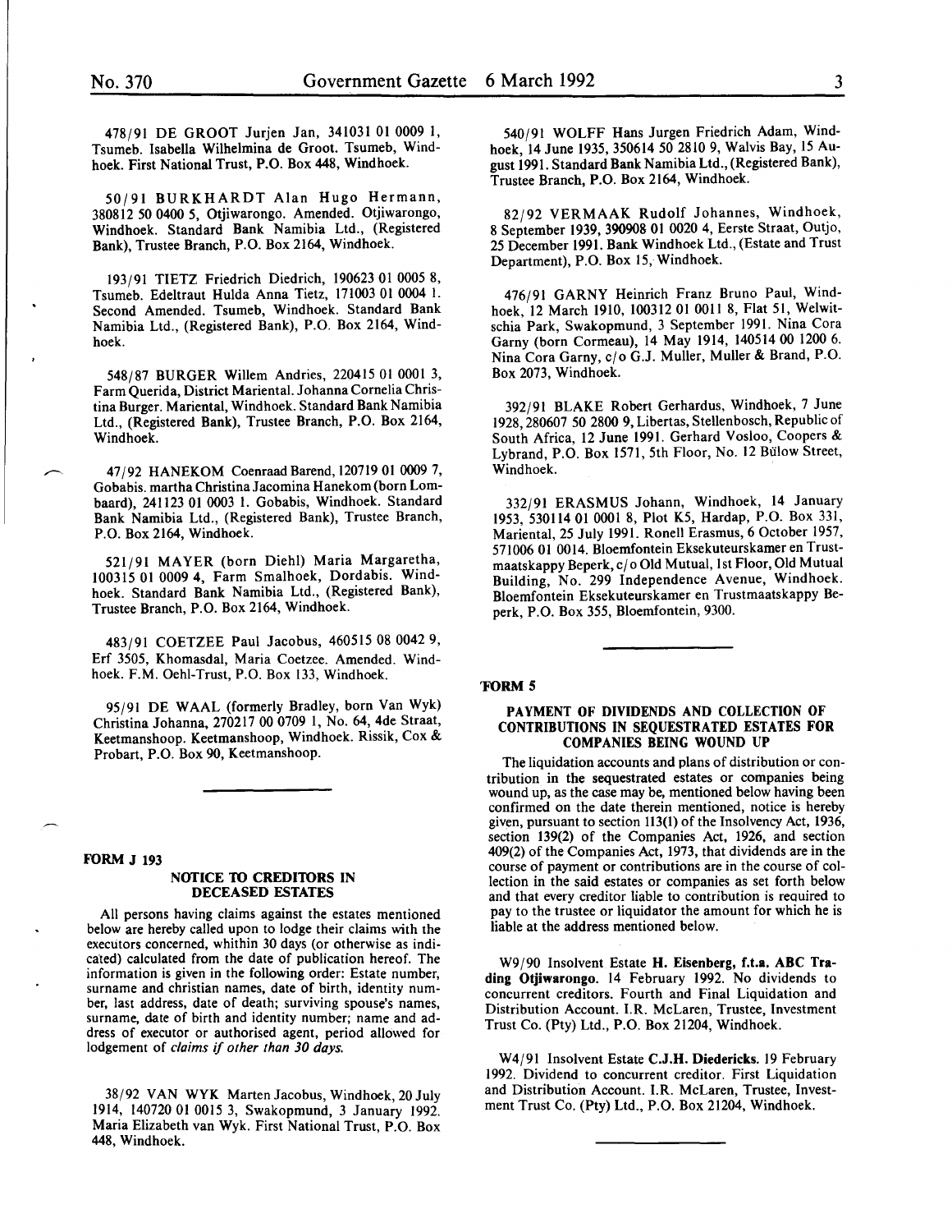478/91 DE GROOT Jurjen Jan, 341031 01 0009 1, Tsumeb. Isabella Wilhelmina de Groot. Tsumeb, Windhoek. First National Trust, P.O. Box 448, Windhoek.

50/91 BURKHARDT Alan Hugo Hermann, 380812 50 0400 5, Otjiwarongo. Amended. Otjiwarongo, Windhoek. Standard Bank Namibia Ltd., (Registered Bank), Trustee Branch, P.O. Box 2164, Windhoek.

193/91 TIETZ Friedrich Diedrich, 190623 01 0005 8, Tsumeb. Edeltraut Hulda Anna Tietz, 171003 01 0004 1. Second Amended. Tsumeb, Windhoek. Standard Bank Namibia Ltd., (Registered Bank), P.O. Box 2164, Windhoek.

548/87 BURGER Willem Andries, 220415 01 0001 3, Farm Querida, District Mariental. Johanna Cornelia Christina Burger. Mariental, Windhoek. Standard Bank Namibia Ltd., (Registered Bank), Trustee Branch, P.O. Box 2164, Windhoek.

47/92 HANEKOM Coenraad Barend, 120719 01 0009 7, Gobabis. martha Christina Jacomina Hanekom (born Lombaard), 241123 01 0003 1. Gobabis, Windhoek. Standard Bank Namibia Ltd., (Registered Bank), Trustee Branch, P.O. Box 2164, Windhoek.

521/91 MAYER (born Diehl) Maria Margaretha, 100315 01 0009 4, Farm Smalhoek, Dordabis. Windhoek. Standard Bank Namibia Ltd., (Registered Bank), Trustee Branch, P.O. Box 2164, Windhoek.

483/91 COETZEE Paul Jacobus, 460515 08 0042 9, Erf 3505, Khomasdal, Maria Coetzee. Amended. Windhoek. F.M. Oehl-Trust, P.O. Box 133, Windhoek.

95/91 DE WAAL (formerly Bradley, born Van Wyk) Christina Johanna, 270217 00 0709 1, No. 64, 4de Straat, Keetmanshoop. Keetmanshoop, Windhoek. Rissik, Cox & Probart, P.O. Box 90, Keetmanshoop.

**FORM J 193**

## NOTICE TO CREDITORS IN DECEASED ESTATES

All persons having claims against the estates mentioned below are hereby called upon to lodge their claims with the executors concerned, whithin 30 days (or otherwise as indicated) calculated from the date of publication hereof. The information is given in the following order: Estate number, surname and christian names, date of birth, identity number, last address, date of death; surviving spouse's names, surname, date of birth and identity number; name and address of executor or authorised agent, period allowed for lodgement of *claims if other than 30 days.*

38/92 VAN WYK Marten Jacobus, Windhoek, 20 July 1914, 140720 01 0015 3, Swakopmund, 3 January 1992. Maria Elizabeth van Wyk. First National Trust, P.O. Box 448, Windhoek.

540/91 WOLFF Hans Jurgen Friedrich Adam, Windhoek, 14 June 1935, 350614 50 2810 9, Walvis Bay, 15 August 1991. Standard Bank Namibia Ltd., (Registered Bank), Trustee Branch, P.O. Box 2164, Windhoek.

82/92 VERMAAK Rudolf Johannes, Windhoek, 8 September 1939, 390908 01 0020 4, Eerste Straat, Outjo, 25 December 1991. Bank Windhoek Ltd., (Estate and Trust Department), P.O. Box 15, Windhoek.

476/91 GARNY Heinrich Franz Bruno Paul, Windhoek, 12 March 1910, 100312 01 0011 8, Flat 51, Welwitschia Park, Swakopmund, 3 September 1991. Nina Cora Garny (born Cormeau), 14 May 1914, 140514 00 1200 6. Nina Cora Garny, c/o G.J. Muller, Muller & Brand, P.O. Box 2073, Windhoek.

392/91 BLAKE Robert Gerhardus, Windhoek, 7 June 1928, 280607 50 2800 9, Libertas, Stellenbosch, Republic of South Africa, 12 June 1991. Gerhard Vosloo, Coopers & Lybrand, P.O. Box 1571, 5th Floor, No. 12 Bülow Street, Windhoek.

332/91 ERASMUS Johann, Windhoek, 14 January 1953, 530114 01 0001 8, Plot K5, Hardap, P.O. Box 331, Mariental, 25 July 1991. Ronell Erasmus, 6 October 1957, 571006 01 0014. Bloemfontein Eksekuteurskamer en Trustmaatskappy Beperk, c/o Old Mutual, 1st Floor, Old Mutual Building, No. 299 Independence Avenue, Windhoek. Bloemfontein Eksekuteurskamer en Trustmaatskappy Beperk, P.O. Box 355, Bloemfontein, 9300.

**FORM 5**

## PAYMENT OF DIVIDENDS AND COLLECTION OF CONTRIBUTIONS IN SEQUESTRATED ESTATES FOR COMPANIES BEING WOUND UP

The liquidation accounts and plans of distribution or contribution in the sequestrated estates or companies being wound up, as the case may be, mentioned below having been confirmed on the date therein mentioned, notice is hereby given, pursuant to section 113(1) of the Insolvency Act, 1936, section 139(2) of the Companies Act, 1926, and section 409(2) of the Companies Act, 1973, that dividends are in the course of payment or contributions are in the course of collection in the said estates or companies as set forth below and that every creditor liable to contribution is required to pay to the trustee or liquidator the amount for which he is liable at the address mentioned below.

W9/90 Insolvent Estate **H. Eisenberg, f.t.a. ABC Trading Otjiwarongo.** 14 February 1992. No dividends to concurrent creditors. Fourth and Final Liquidation and Distribution Account. I.R. McLaren, Trustee, Investment Trust Co. (Pty) Ltd., P.O. Box 21204, Windhoek.

W4/91 Insolvent Estate **C.J.H. Diedericks.** 19 February 1992. Dividend to concurrent creditor. First Liquidation and Distribution Account. I.R. McLaren, Trustee, Investment Trust Co. (Pty) Ltd., P.O. Box 21204, Windhoek.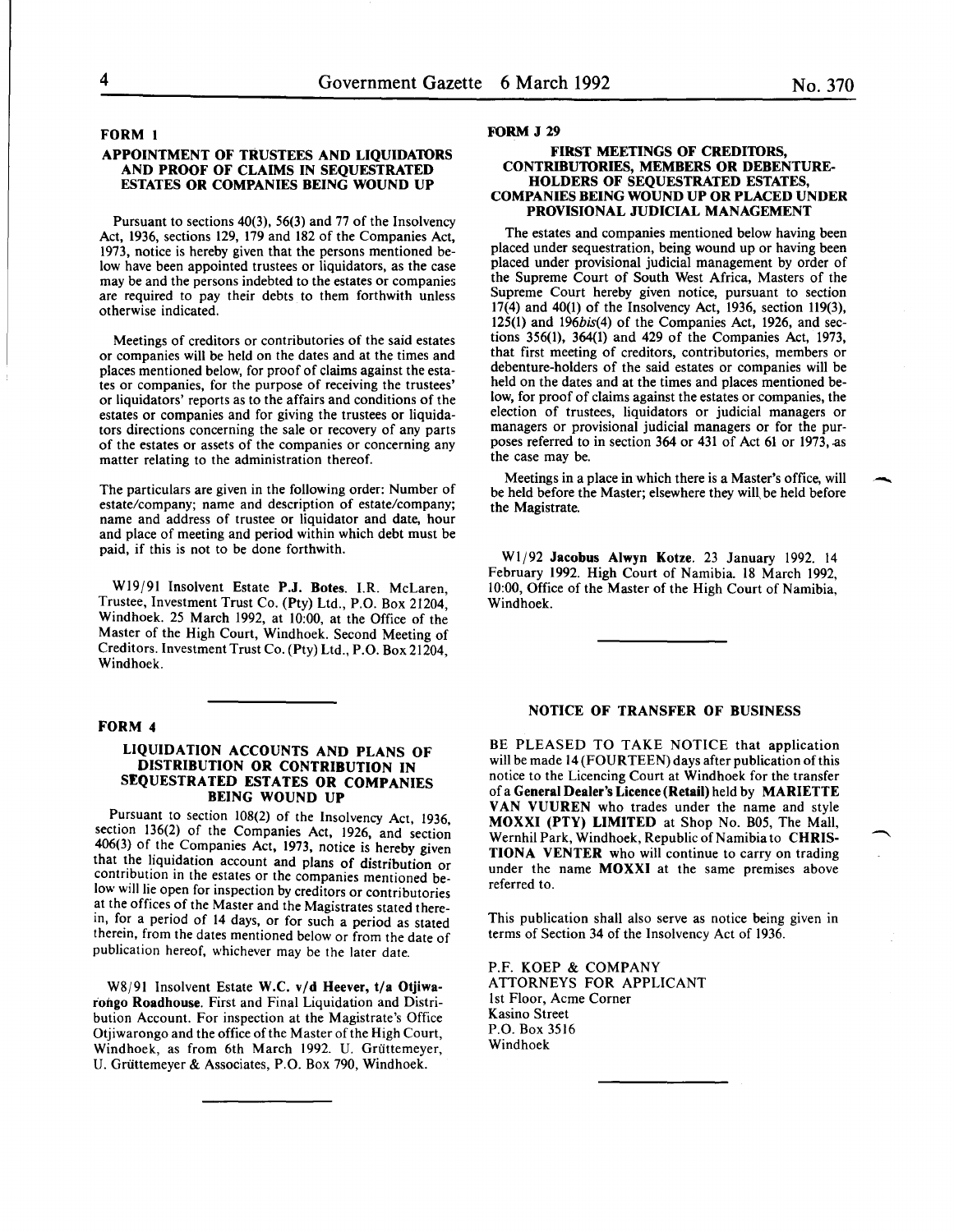### FORM 1

### APPOINTMENT OF TRUSTEES AND LIQUIDATORS AND PROOF OF CLAIMS IN SEQUESTRATED ESTATES OR COMPANIES BEING WOUND UP

Pursuant to sections 40(3), 56(3) and 77 of the Insolvency Act, 1936, sections 129, 179 and 182 of the Companies Act, 1973, notice is hereby given that the persons mentioned below have been appointed trustees or liquidators, as the case may be and the persons indebted to the estates or companies are required to pay their debts to them forthwith unless otherwise indicated.

Meetings of creditors or contributories of the said estates or companies will be held on the dates and at the times and places mentioned below, for proof of claims against the estates or companies, for the purpose of receiving the trustees' or liquidators' reports as to the affairs and conditions of the estates or companies and for giving the trustees or liquidators directions concerning the sale or recovery of any parts of the estates or assets of the companies or concerning any matter relating to the administration thereof.

The particulars are given in the following order: Number of estate/company; name and description of estate/company; name and address of trustee or liquidator and date, hour and place of meeting and period within which debt must be paid, if this is not to be done forthwith.

W19/91 Insolvent Estate **P.J. Botes**. I.R. McLaren, Trustee, Investment Trust Co. (Pty) Ltd., P.O. Box 21204, Windhoek. 25 March 1992, at 10:00, at the Office of the Master of the High Court, Windhoek. Second Meeting of Creditors. Investment Trust Co. (Pty) Ltd., P.O. Box 21204, Windhoek.

### FORM 4

### LIQUIDATION ACCOUNTS AND PLANS OF DISTRIBUTION OR CONTRIBUTION IN SEQUESTRATED ESTATES OR COMPANIES BEING WOUND UP

Pursuant to section 108(2) of the Insolvency Act, 1936, section 136(2) of the Companies Act, 1926, and section 406(3) of the Companies Act, 1973, notice is hereby given that the liquidation account and plans of distribution or contribution in the estates or the companies mentioned below will lie open for inspection by creditors or contributories at the offices of the Master and the Magistrates stated therein, for a period of 14 days, or for such a period as stated therein, from the dates mentioned below or from the date of publication hereof, whichever may be the later date.

W8/91 Insolvent Estate **W.C. v/d Heever, t/a Otjiwarongo Roadhouse**. First and Final Liquidation and Distribution Account. For inspection at the Magistrate's Office Otjiwarongo and the office of the Master of the High Court, Windhoek, as from 6th March 1992. U. Grüttemeyer, U. Grüttemeyer & Associates, P.O. Box 790, Windhoek.

### FORM J 29

### FIRST MEETINGS OF CREDITORS, CONTRIBUTORIES, MEMBERS OR DEBENTURE-HOLDERS OF SEQUESTRATED ESTATES, COMPANIES BEING WOUND UP OR PLACED UNDER PROVISIONAL JUDICIAL MANAGEMENT

The estates and companies mentioned below having been placed under sequestration, being wound up or having been placed under provisional judicial management by order of the Supreme Court of South West Africa, Masters of the Supreme Court hereby given notice, pursuant to section 17(4) and 40(1) of the Insolvency Act, 1936, section 119(3), 125(1) and 196*bis*(4) of the Companies Act, 1926, and sections 356(1), 364(1) and 429 of the Companies Act, 1973, that first meeting of creditors, contributories, members or debenture-holders of the said estates or companies will be held on the dates and at the times and places mentioned below, for proof of claims against the estates or companies, the election of trustees, liquidators or judicial managers or managers or provisional judicial managers or for the purposes referred to in section 364 or 431 of Act 61 or 1973, as the case may be.

Meetings in a place in which there is a Master's office, will be held before the Master; elsewhere they will be held before the Magistrate.

W1/92 **Jacobus Alwyn Kotze**. 23 January 1992. 14 February 1992. High Court of Namibia. 18 March 1992, 10:00, Office of the Master of the High Court of Namibia, Windhoek.

### NOTICE OF TRANSFER OF BUSINESS

BE PLEASED TO TAKE NOTICE that application will be made 14 (FOURTEEN) days after publication of this notice to the Licencing Court at Windhoek for the transfer of a **General Dealer's Licence (Retail)** held by **MARIETTE VAN VUUREN** who trades under the name and style **MOXXI (PTY) LIMITED** at Shop No. B05, The Mall, Wernhil Park, Windhoek, Republic of Namibia to **CHRISTIONA VENTER** who will continue to carry on trading under the name **MOXXI** at the same premises above referred to.

This publication shall also serve as notice being given in terms of Section 34 of the Insolvency Act of 1936.

P.F. KOEP & COMPANY
ATTORNEYS FOR APPLICANT
1st Floor, Acme Corner
Kasino Street
P.O. Box 3516
Windhoek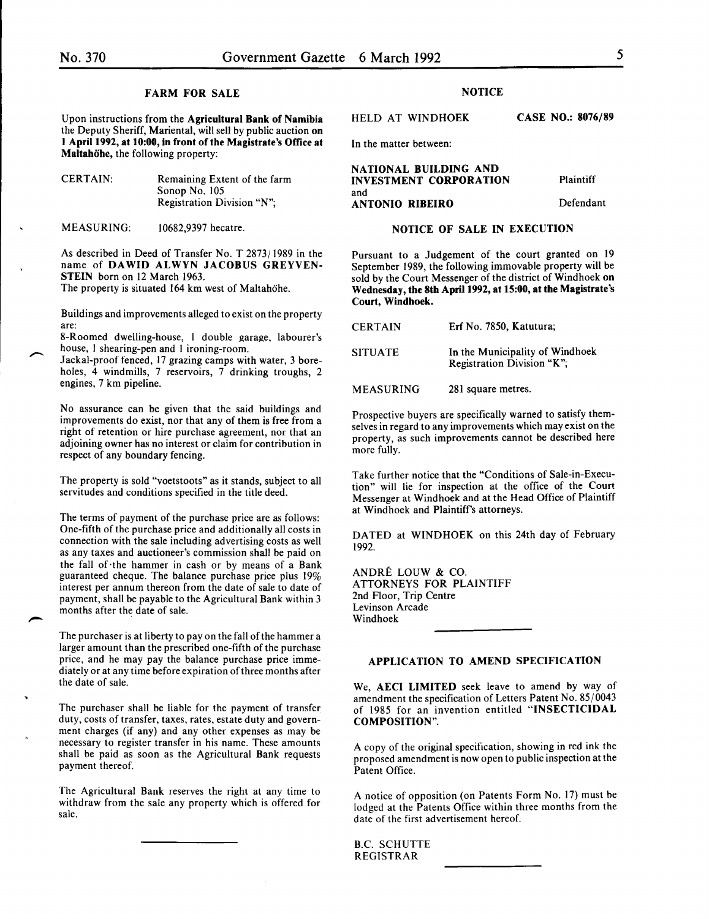## FARM FOR SALE

Upon instructions from the **Agricultural Bank of Namibia** the Deputy Sheriff, Mariental, will sell by public auction **on 1 April 1992, at 10:00, in front of the Magistrate's Office at Maltahöhe,** the following property:

| | |
|---|---|
| CERTAIN: | Remaining Extent of the farm Sonop No. 105 Registration Division "N"; |
| MEASURING: | 10682,9397 hecatre. |

As described in Deed of Transfer No. T 2873/1989 in the name of **DAWID ALWYN JACOBUS GREYVENSTEIN** born on 12 March 1963.

The property is situated 164 km west of Maltahöhe.

Buildings and improvements alleged to exist on the property are:

8-Roomed dwelling-house, 1 double garage, labourer's house, 1 shearing-pen and 1 ironing-room.

Jackal-proof fenced, 17 grazing camps with water, 3 boreholes, 4 windmills, 7 reservoirs, 7 drinking troughs, 2 engines, 7 km pipeline.

No assurance can be given that the said buildings and improvements do exist, nor that any of them is free from a right of retention or hire purchase agreement, nor that an adjoining owner has no interest or claim for contribution in respect of any boundary fencing.

The property is sold "voetstoots" as it stands, subject to all servitudes and conditions specified in the title deed.

The terms of payment of the purchase price are as follows: One-fifth of the purchase price and additionally all costs in connection with the sale including advertising costs as well as any taxes and auctioneer's commission shall be paid on the fall of the hammer in cash or by means of a Bank guaranteed cheque. The balance purchase price plus 19% interest per annum thereon from the date of sale to date of payment, shall be payable to the Agricultural Bank within 3 months after the date of sale.

The purchaser is at liberty to pay on the fall of the hammer a larger amount than the prescribed one-fifth of the purchase price, and he may pay the balance purchase price immediately or at any time before expiration of three months after the date of sale.

The purchaser shall be liable for the payment of transfer duty, costs of transfer, taxes, rates, estate duty and government charges (if any) and any other expenses as may be necessary to register transfer in his name. These amounts shall be paid as soon as the Agricultural Bank requests payment thereof.

The Agricultural Bank reserves the right at any time to withdraw from the sale any property which is offered for sale.

---

## NOTICE

HELD AT WINDHOEK **CASE NO.: 8076/89**

In the matter between:

**NATIONAL BUILDING AND INVESTMENT CORPORATION** Plaintiff

and

**ANTONIO RIBEIRO** Defendant

### NOTICE OF SALE IN EXECUTION

Pursuant to a Judgement of the court granted on 19 September 1989, the following immovable property will be sold by the Court Messenger of the district of Windhoek **on Wednesday, the 8th April 1992, at 15:00, at the Magistrate's Court, Windhoek.**

| | |
|---|---|
| CERTAIN | Erf No. 7850, Katutura; |
| SITUATE | In the Municipality of Windhoek Registration Division "K"; |
| MEASURING | 281 square metres. |

Prospective buyers are specifically warned to satisfy themselves in regard to any improvements which may exist on the property, as such improvements cannot be described here more fully.

Take further notice that the "Conditions of Sale-in-Execution" will lie for inspection at the office of the Court Messenger at Windhoek and at the Head Office of Plaintiff at Windhoek and Plaintiff's attorneys.

DATED at WINDHOEK on this 24th day of February 1992.

ANDRÉ LOUW & CO.
ATTORNEYS FOR PLAINTIFF
2nd Floor, Trip Centre
Levinson Arcade
Windhoek

---

### APPLICATION TO AMEND SPECIFICATION

We, **AECI LIMITED** seek leave to amend by way of amendment the specification of Letters Patent No. 85/0043 of 1985 for an invention entitled "**INSECTICIDAL COMPOSITION**".

A copy of the original specification, showing in red ink the proposed amendment is now open to public inspection at the Patent Office.

A notice of opposition (on Patents Form No. 17) must be lodged at the Patents Office within three months from the date of the first advertisement hereof.

B.C. SCHUTTE
REGISTRAR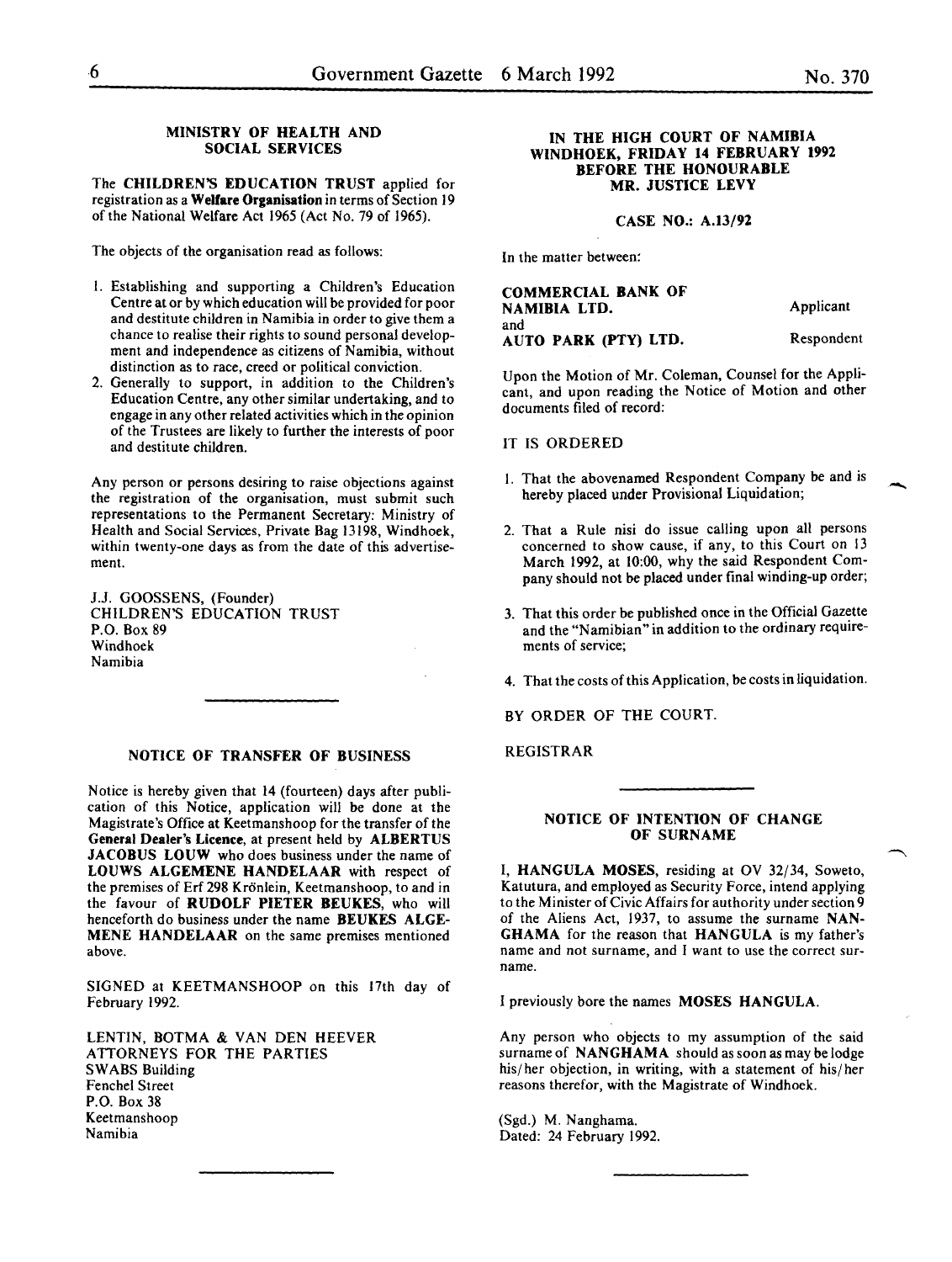## MINISTRY OF HEALTH AND SOCIAL SERVICES

The **CHILDREN'S EDUCATION TRUST** applied for registration as a **Welfare Organisation** in terms of Section 19 of the National Welfare Act 1965 (Act No. 79 of 1965).

The objects of the organisation read as follows:

1. Establishing and supporting a Children's Education Centre at or by which education will be provided for poor and destitute children in Namibia in order to give them a chance to realise their rights to sound personal development and independence as citizens of Namibia, without distinction as to race, creed or political conviction.
2. Generally to support, in addition to the Children's Education Centre, any other similar undertaking, and to engage in any other related activities which in the opinion of the Trustees are likely to further the interests of poor and destitute children.

Any person or persons desiring to raise objections against the registration of the organisation, must submit such representations to the Permanent Secretary: Ministry of Health and Social Services, Private Bag 13198, Windhoek, within twenty-one days as from the date of this advertisement.

J.J. GOOSSENS, (Founder)
CHILDREN'S EDUCATION TRUST
P.O. Box 89
Windhoek
Namibia

---

## NOTICE OF TRANSFER OF BUSINESS

Notice is hereby given that 14 (fourteen) days after publication of this Notice, application will be done at the Magistrate's Office at Keetmanshoop for the transfer of the **General Dealer's Licence**, at present held by **ALBERTUS JACOBUS LOUW** who does business under the name of **LOUWS ALGEMENE HANDELAAR** with respect of the premises of Erf 298 Krönlein, Keetmanshoop, to and in the favour of **RUDOLF PIETER BEUKES**, who will henceforth do business under the name **BEUKES ALGEMENE HANDELAAR** on the same premises mentioned above.

SIGNED at KEETMANSHOOP on this 17th day of February 1992.

LENTIN, BOTMA & VAN DEN HEEVER
ATTORNEYS FOR THE PARTIES
SWABS Building
Fenchel Street
P.O. Box 38
Keetmanshoop
Namibia

---

## IN THE HIGH COURT OF NAMIBIA WINDHOEK, FRIDAY 14 FEBRUARY 1992 BEFORE THE HONOURABLE MR. JUSTICE LEVY

**CASE NO.: A.13/92**

In the matter between:

**COMMERCIAL BANK OF NAMIBIA LTD.** — Applicant
and
**AUTO PARK (PTY) LTD.** — Respondent

Upon the Motion of Mr. Coleman, Counsel for the Applicant, and upon reading the Notice of Motion and other documents filed of record:

IT IS ORDERED

1. That the abovenamed Respondent Company be and is hereby placed under Provisional Liquidation;
2. That a Rule nisi do issue calling upon all persons concerned to show cause, if any, to this Court on 13 March 1992, at 10:00, why the said Respondent Company should not be placed under final winding-up order;
3. That this order be published once in the Official Gazette and the "Namibian" in addition to the ordinary requirements of service;
4. That the costs of this Application, be costs in liquidation.

BY ORDER OF THE COURT.

REGISTRAR

---

## NOTICE OF INTENTION OF CHANGE OF SURNAME

I, **HANGULA MOSES**, residing at OV 32/34, Soweto, Katutura, and employed as Security Force, intend applying to the Minister of Civic Affairs for authority under section 9 of the Aliens Act, 1937, to assume the surname **NANGHAMA** for the reason that **HANGULA** is my father's name and not surname, and I want to use the correct surname.

I previously bore the names **MOSES HANGULA**.

Any person who objects to my assumption of the said surname of **NANGHAMA** should as soon as may be lodge his/her objection, in writing, with a statement of his/her reasons therefor, with the Magistrate of Windhoek.

(Sgd.) M. Nanghama.
Dated: 24 February 1992.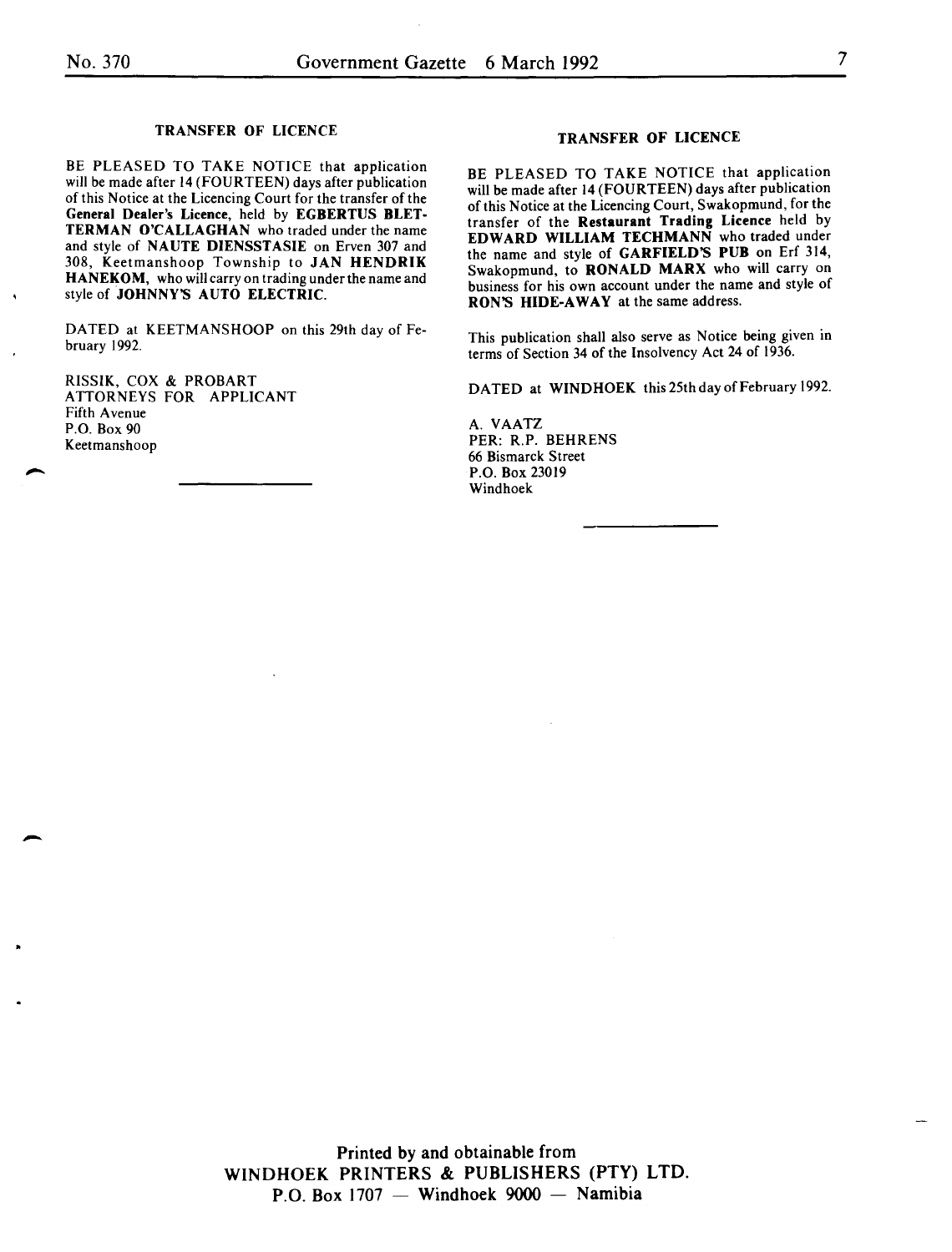## TRANSFER OF LICENCE

BE PLEASED TO TAKE NOTICE that application will be made after 14 (FOURTEEN) days after publication of this Notice at the Licencing Court for the transfer of the **General Dealer's Licence**, held by **EGBERTUS BLETTERMAN O'CALLAGHAN** who traded under the name and style of **NAUTE DIENSSTASIE** on Erven 307 and 308, Keetmanshoop Township to **JAN HENDRIK HANEKOM**, who will carry on trading under the name and style of **JOHNNY'S AUTO ELECTRIC**.

DATED at KEETMANSHOOP on this 29th day of February 1992.

RISSIK, COX & PROBART
ATTORNEYS FOR APPLICANT
Fifth Avenue
P.O. Box 90
Keetmanshoop

## TRANSFER OF LICENCE

BE PLEASED TO TAKE NOTICE that application will be made after 14 (FOURTEEN) days after publication of this Notice at the Licencing Court, Swakopmund, for the transfer of the **Restaurant Trading Licence** held by **EDWARD WILLIAM TECHMANN** who traded under the name and style of **GARFIELD'S PUB** on Erf 314, Swakopmund, to **RONALD MARX** who will carry on business for his own account under the name and style of **RON'S HIDE-AWAY** at the same address.

This publication shall also serve as Notice being given in terms of Section 34 of the Insolvency Act 24 of 1936.

DATED at WINDHOEK this 25th day of February 1992.

A. VAATZ
PER: R.P. BEHRENS
66 Bismarck Street
P.O. Box 23019
Windhoek

**Printed by and obtainable from WINDHOEK PRINTERS & PUBLISHERS (PTY) LTD. P.O. Box 1707 — Windhoek 9000 — Namibia**